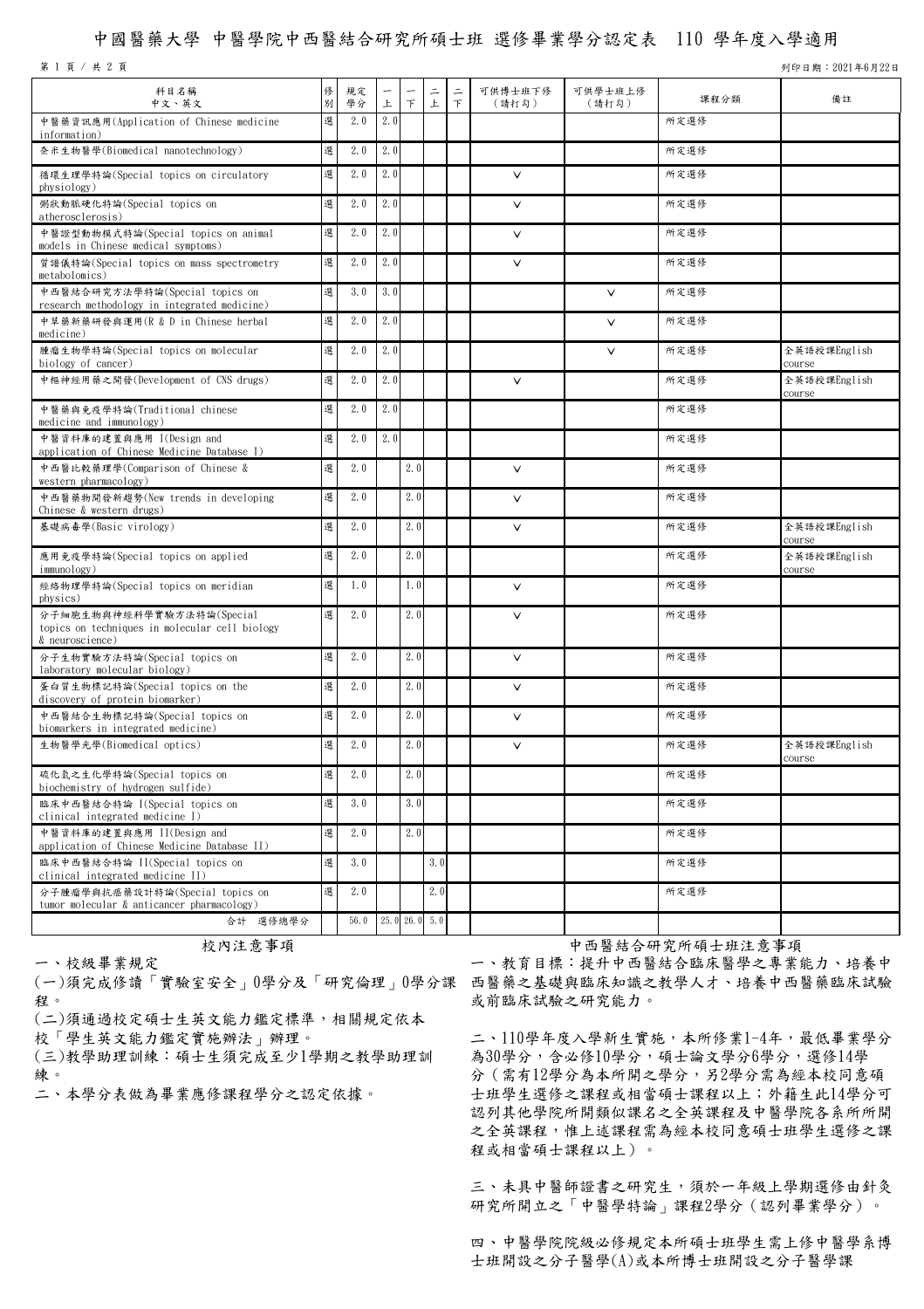# 中國醫藥大學 中醫學院中西醫結合研究所碩士班 選修畢業學分認定表 110 學年度入學適用

列印日期：2021年6月22日

| 科目名稱<br>中文、英文 | 修別 | 規定學分 | 一上 | 一下 | 二上 | 二下 | 可供博士班下修<br>（請打勾） | 可供學士班上修<br>（請打勾） | 課程分類 | 備註 |
|---|---|---|---|---|---|---|---|---|---|---|
| 中醫藥資訊應用(Application of Chinese medicine information) | 選 | 2.0 | 2.0 | | | | | | 所定選修 | |
| 奈米生物醫學(Biomedical nanotechnology) | 選 | 2.0 | 2.0 | | | | | | 所定選修 | |
| 循環生理學特論(Special topics on circulatory physiology) | 選 | 2.0 | 2.0 | | | | ∨ | | 所定選修 | |
| 粥狀動脈硬化特論(Special topics on atherosclerosis) | 選 | 2.0 | 2.0 | | | | ∨ | | 所定選修 | |
| 中醫證型動物模式特論(Special topics on animal models in Chinese medical symptoms) | 選 | 2.0 | 2.0 | | | | ∨ | | 所定選修 | |
| 質譜儀特論(Special topics on mass spectrometry metabolomics) | 選 | 2.0 | 2.0 | | | | ∨ | | 所定選修 | |
| 中西醫結合研究方法學特論(Special topics on research methodology in integrated medicine) | 選 | 3.0 | 3.0 | | | | | ∨ | 所定選修 | |
| 中草藥新藥研發與運用(R & D in Chinese herbal medicine) | 選 | 2.0 | 2.0 | | | | | ∨ | 所定選修 | |
| 腫瘤生物學特論(Special topics on molecular biology of cancer) | 選 | 2.0 | 2.0 | | | | | ∨ | 所定選修 | 全英語授課English course |
| 中樞神經用藥之開發(Development of CNS drugs) | 選 | 2.0 | 2.0 | | | | ∨ | | 所定選修 | 全英語授課English course |
| 中醫藥與免疫學特論(Traditional chinese medicine and immunology) | 選 | 2.0 | 2.0 | | | | | | 所定選修 | |
| 中醫資料庫的建置與應用 I(Design and application of Chinese Medicine Database I) | 選 | 2.0 | 2.0 | | | | | | 所定選修 | |
| 中西醫比較藥理學(Comparison of Chinese & western pharmacology) | 選 | 2.0 | | 2.0 | | | ∨ | | 所定選修 | |
| 中西醫藥物開發新趨勢(New trends in developing Chinese & western drugs) | 選 | 2.0 | | 2.0 | | | ∨ | | 所定選修 | |
| 基礎病毒學(Basic virology) | 選 | 2.0 | | 2.0 | | | ∨ | | 所定選修 | 全英語授課English course |
| 應用免疫學特論(Special topics on applied immunology) | 選 | 2.0 | | 2.0 | | | | | 所定選修 | 全英語授課English course |
| 經絡物理學特論(Special topics on meridian physics) | 選 | 1.0 | | 1.0 | | | ∨ | | 所定選修 | |
| 分子細胞生物與神經科學實驗方法特論(Special topics on techniques in molecular cell biology & neuroscience) | 選 | 2.0 | | 2.0 | | | ∨ | | 所定選修 | |
| 分子生物實驗方法特論(Special topics on laboratory molecular biology) | 選 | 2.0 | | 2.0 | | | ∨ | | 所定選修 | |
| 蛋白質生物標記特論(Special topics on the discovery of protein biomarker) | 選 | 2.0 | | 2.0 | | | ∨ | | 所定選修 | |
| 中西醫結合生物標記特論(Special topics on biomarkers in integrated medicine) | 選 | 2.0 | | 2.0 | | | ∨ | | 所定選修 | |
| 生物醫學光學(Biomedical optics) | 選 | 2.0 | | 2.0 | | | ∨ | | 所定選修 | 全英語授課English course |
| 硫化氫之生化學特論(Special topics on biochemistry of hydrogen sulfide) | 選 | 2.0 | | 2.0 | | | | | 所定選修 | |
| 臨床中西醫結合特論 I(Special topics on clinical integrated medicine I) | 選 | 3.0 | | 3.0 | | | | | 所定選修 | |
| 中醫資料庫的建置與應用 II(Design and application of Chinese Medicine Database II) | 選 | 2.0 | | 2.0 | | | | | 所定選修 | |
| 臨床中西醫結合特論 II(Special topics on clinical integrated medicine II) | 選 | 3.0 | | | 3.0 | | | | 所定選修 | |
| 分子腫瘤學與抗癌藥設計特論(Special topics on tumor molecular & anticancer pharmacology) | 選 | 2.0 | | | 2.0 | | | | 所定選修 | |
| 合計　選修總學分 | | 56.0 | 25.0 | 26.0 | 5.0 | | | | | |

## 校內注意事項

一、校級畢業規定

(一)須完成修讀「實驗室安全」0學分及「研究倫理」0學分課程。

(二)須通過校定碩士生英文能力鑑定標準，相關規定依本校「學生英文能力鑑定實施辦法」辦理。

(三)教學助理訓練：碩士生須完成至少1學期之教學助理訓練。

二、本學分表做為畢業應修課程學分之認定依據。

## 中西醫結合研究所碩士班注意事項

一、教育目標：提升中西醫結合臨床醫學之專業能力、培養中西醫藥之基礎與臨床知識之教學人才、培養中西醫藥臨床試驗或前臨床試驗之研究能力。

二、110學年度入學新生實施，本所修業1-4年，最低畢業學分為30學分，含必修10學分，碩士論文學分6學分，選修14學分（需有12學分為本所開之學分，另2學分需為經本校同意碩士班學生選修之課程或相當碩士課程以上；外籍生此14學分可認列其他學院所開類似課名之全英課程及中醫學院各系所所開之全英課程，惟上述課程需為經本校同意碩士班學生選修之課程或相當碩士課程以上）。

三、未具中醫師證書之研究生，須於一年級上學期選修由針灸研究所開立之「中醫學特論」課程2學分（認列畢業學分）。

四、中醫學院院級必修規定本所碩士班學生需上修中醫學系博士班開設之分子醫學(A)或本所博士班開設之分子醫學課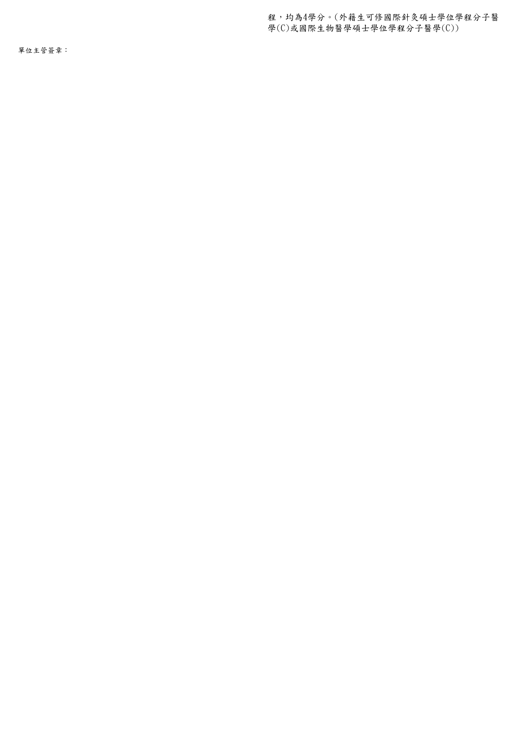程，均為4學分。(外籍生可修國際針灸碩士學位學程分子醫學(C)或國際生物醫學碩士學位學程分子醫學(C))

單位主管簽章：